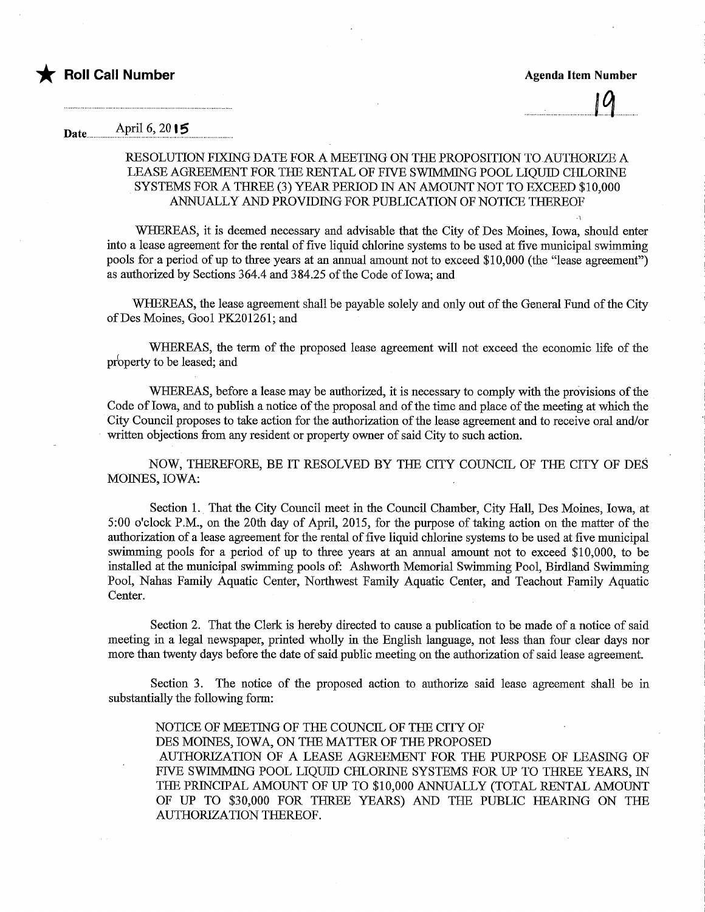★ **Roll Call Number**

**Agenda Item Number**

19

**Date** April 6, 2015

RESOLUTION FIXING DATE FOR A MEETING ON THE PROPOSITION TO AUTHORIZE A LEASE AGREEMENT FOR THE RENTAL OF FIVE SWIMMING POOL LIQUID CHLORINE SYSTEMS FOR A THREE (3) YEAR PERIOD IN AN AMOUNT NOT TO EXCEED $10,000 ANNUALLY AND PROVIDING FOR PUBLICATION OF NOTICE THEREOF

WHEREAS, it is deemed necessary and advisable that the City of Des Moines, Iowa, should enter into a lease agreement for the rental of five liquid chlorine systems to be used at five municipal swimming pools for a period of up to three years at an annual amount not to exceed $10,000 (the "lease agreement") as authorized by Sections 364.4 and 384.25 of the Code of Iowa; and

WHEREAS, the lease agreement shall be payable solely and only out of the General Fund of the City of Des Moines, Gool PK201261; and

WHEREAS, the term of the proposed lease agreement will not exceed the economic life of the property to be leased; and

WHEREAS, before a lease may be authorized, it is necessary to comply with the provisions of the Code of Iowa, and to publish a notice of the proposal and of the time and place of the meeting at which the City Council proposes to take action for the authorization of the lease agreement and to receive oral and/or written objections from any resident or property owner of said City to such action.

NOW, THEREFORE, BE IT RESOLVED BY THE CITY COUNCIL OF THE CITY OF DES MOINES, IOWA:

Section 1. That the City Council meet in the Council Chamber, City Hall, Des Moines, Iowa, at 5:00 o'clock P.M., on the 20th day of April, 2015, for the purpose of taking action on the matter of the authorization of a lease agreement for the rental of five liquid chlorine systems to be used at five municipal swimming pools for a period of up to three years at an annual amount not to exceed $10,000, to be installed at the municipal swimming pools of: Ashworth Memorial Swimming Pool, Birdland Swimming Pool, Nahas Family Aquatic Center, Northwest Family Aquatic Center, and Teachout Family Aquatic Center.

Section 2. That the Clerk is hereby directed to cause a publication to be made of a notice of said meeting in a legal newspaper, printed wholly in the English language, not less than four clear days nor more than twenty days before the date of said public meeting on the authorization of said lease agreement.

Section 3. The notice of the proposed action to authorize said lease agreement shall be in substantially the following form:

NOTICE OF MEETING OF THE COUNCIL OF THE CITY OF DES MOINES, IOWA, ON THE MATTER OF THE PROPOSED AUTHORIZATION OF A LEASE AGREEMENT FOR THE PURPOSE OF LEASING OF FIVE SWIMMING POOL LIQUID CHLORINE SYSTEMS FOR UP TO THREE YEARS, IN THE PRINCIPAL AMOUNT OF UP TO $10,000 ANNUALLY (TOTAL RENTAL AMOUNT OF UP TO $30,000 FOR THREE YEARS) AND THE PUBLIC HEARING ON THE AUTHORIZATION THEREOF.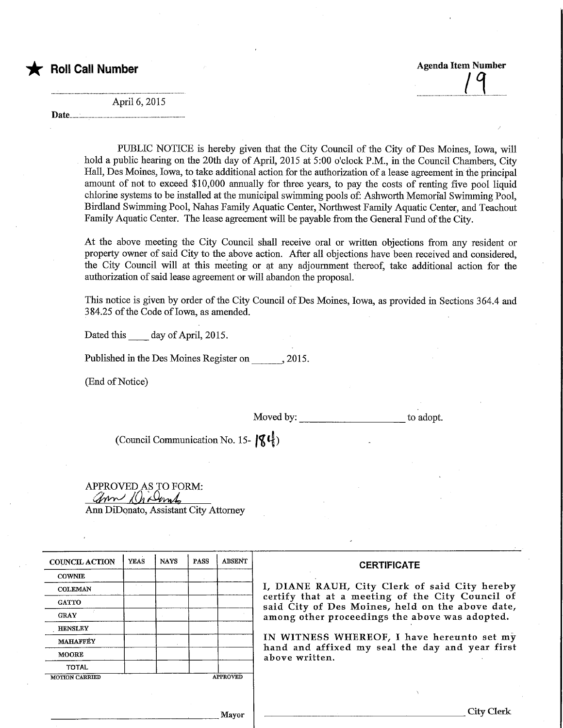★ **Roll Call Number**

April 6, 2015

Date

**Agenda Item Number**

19

PUBLIC NOTICE is hereby given that the City Council of the City of Des Moines, Iowa, will hold a public hearing on the 20th day of April, 2015 at 5:00 o'clock P.M., in the Council Chambers, City Hall, Des Moines, Iowa, to take additional action for the authorization of a lease agreement in the principal amount of not to exceed $10,000 annually for three years, to pay the costs of renting five pool liquid chlorine systems to be installed at the municipal swimming pools of: Ashworth Memorial Swimming Pool, Birdland Swimming Pool, Nahas Family Aquatic Center, Northwest Family Aquatic Center, and Teachout Family Aquatic Center. The lease agreement will be payable from the General Fund of the City.

At the above meeting the City Council shall receive oral or written objections from any resident or property owner of said City to the above action. After all objections have been received and considered, the City Council will at this meeting or at any adjournment thereof, take additional action for the authorization of said lease agreement or will abandon the proposal.

This notice is given by order of the City Council of Des Moines, Iowa, as provided in Sections 364.4 and 384.25 of the Code of Iowa, as amended.

Dated this ____ day of April, 2015.

Published in the Des Moines Register on ______, 2015.

(End of Notice)

Moved by: ____________________ to adopt.

(Council Communication No. 15- 184)

APPROVED AS TO FORM:

Ann DiDonato

Ann DiDonato, Assistant City Attorney

| COUNCIL ACTION | YEAS | NAYS | PASS | ABSENT |
|---|---|---|---|---|
| COWNIE | | | | |
| COLEMAN | | | | |
| GATTO | | | | |
| GRAY | | | | |
| HENSLEY | | | | |
| MAHAFFEY | | | | |
| MOORE | | | | |
| TOTAL | | | | |
| MOTION CARRIED | | | | APPROVED |

______________________________ Mayor

**CERTIFICATE**

I, DIANE RAUH, City Clerk of said City hereby certify that at a meeting of the City Council of said City of Des Moines, held on the above date, among other proceedings the above was adopted.

IN WITNESS WHEREOF, I have hereunto set my hand and affixed my seal the day and year first above written.

______________________________ City Clerk